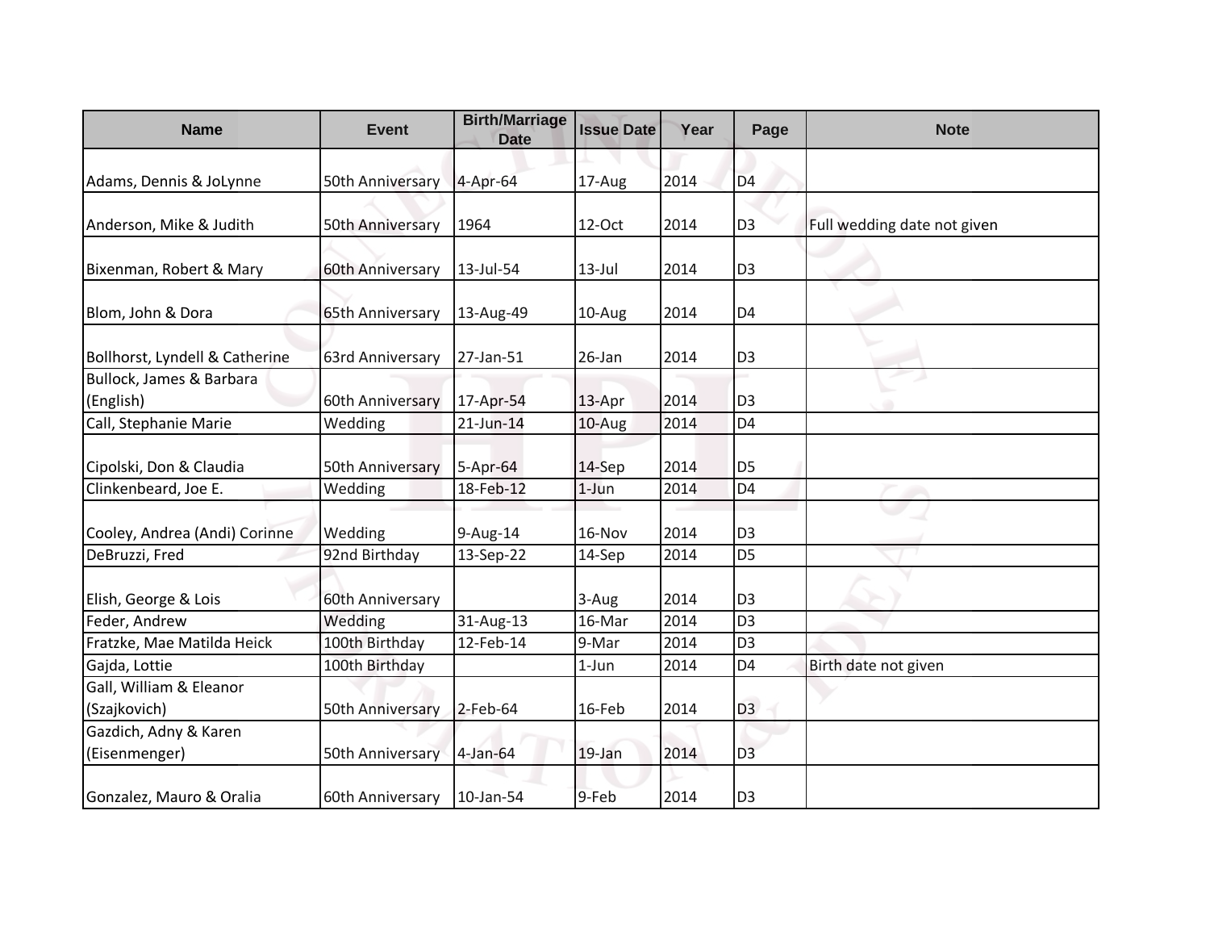| Name | Event | Birth/Marriage Date | Issue Date | Year | Page | Note |
|---|---|---|---|---|---|---|
| Adams, Dennis & JoLynne | 50th Anniversary | 4-Apr-64 | 17-Aug | 2014 | D4 | |
| Anderson, Mike & Judith | 50th Anniversary | 1964 | 12-Oct | 2014 | D3 | Full wedding date not given |
| Bixenman, Robert & Mary | 60th Anniversary | 13-Jul-54 | 13-Jul | 2014 | D3 | |
| Blom, John & Dora | 65th Anniversary | 13-Aug-49 | 10-Aug | 2014 | D4 | |
| Bollhorst, Lyndell & Catherine | 63rd Anniversary | 27-Jan-51 | 26-Jan | 2014 | D3 | |
| Bullock, James & Barbara (English) | 60th Anniversary | 17-Apr-54 | 13-Apr | 2014 | D3 | |
| Call, Stephanie Marie | Wedding | 21-Jun-14 | 10-Aug | 2014 | D4 | |
| Cipolski, Don & Claudia | 50th Anniversary | 5-Apr-64 | 14-Sep | 2014 | D5 | |
| Clinkenbeard, Joe E. | Wedding | 18-Feb-12 | 1-Jun | 2014 | D4 | |
| Cooley, Andrea (Andi) Corinne | Wedding | 9-Aug-14 | 16-Nov | 2014 | D3 | |
| DeBruzzi, Fred | 92nd Birthday | 13-Sep-22 | 14-Sep | 2014 | D5 | |
| Elish, George & Lois | 60th Anniversary | | 3-Aug | 2014 | D3 | |
| Feder, Andrew | Wedding | 31-Aug-13 | 16-Mar | 2014 | D3 | |
| Fratzke, Mae Matilda Heick | 100th Birthday | 12-Feb-14 | 9-Mar | 2014 | D3 | |
| Gajda, Lottie | 100th Birthday | | 1-Jun | 2014 | D4 | Birth date not given |
| Gall, William & Eleanor (Szajkovich) | 50th Anniversary | 2-Feb-64 | 16-Feb | 2014 | D3 | |
| Gazdich, Adny & Karen (Eisenmenger) | 50th Anniversary | 4-Jan-64 | 19-Jan | 2014 | D3 | |
| Gonzalez, Mauro & Oralia | 60th Anniversary | 10-Jan-54 | 9-Feb | 2014 | D3 | |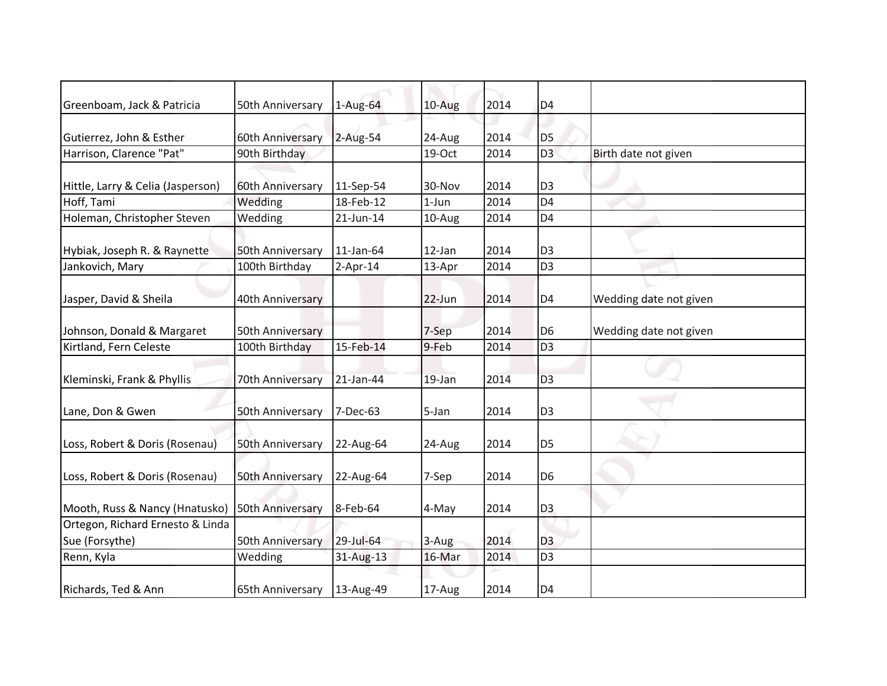| | | | | | | |
|---|---|---|---|---|---|---|
| Greenboam, Jack & Patricia | 50th Anniversary | 1-Aug-64 | 10-Aug | 2014 | D4 | |
| Gutierrez, John & Esther | 60th Anniversary | 2-Aug-54 | 24-Aug | 2014 | D5 | |
| Harrison, Clarence "Pat" | 90th Birthday | | 19-Oct | 2014 | D3 | Birth date not given |
| Hittle, Larry & Celia (Jasperson) | 60th Anniversary | 11-Sep-54 | 30-Nov | 2014 | D3 | |
| Hoff, Tami | Wedding | 18-Feb-12 | 1-Jun | 2014 | D4 | |
| Holeman, Christopher Steven | Wedding | 21-Jun-14 | 10-Aug | 2014 | D4 | |
| Hybiak, Joseph R. & Raynette | 50th Anniversary | 11-Jan-64 | 12-Jan | 2014 | D3 | |
| Jankovich, Mary | 100th Birthday | 2-Apr-14 | 13-Apr | 2014 | D3 | |
| Jasper, David & Sheila | 40th Anniversary | | 22-Jun | 2014 | D4 | Wedding date not given |
| Johnson, Donald & Margaret | 50th Anniversary | | 7-Sep | 2014 | D6 | Wedding date not given |
| Kirtland, Fern Celeste | 100th Birthday | 15-Feb-14 | 9-Feb | 2014 | D3 | |
| Kleminski, Frank & Phyllis | 70th Anniversary | 21-Jan-44 | 19-Jan | 2014 | D3 | |
| Lane, Don & Gwen | 50th Anniversary | 7-Dec-63 | 5-Jan | 2014 | D3 | |
| Loss, Robert & Doris (Rosenau) | 50th Anniversary | 22-Aug-64 | 24-Aug | 2014 | D5 | |
| Loss, Robert & Doris (Rosenau) | 50th Anniversary | 22-Aug-64 | 7-Sep | 2014 | D6 | |
| Mooth, Russ & Nancy (Hnatusko) | 50th Anniversary | 8-Feb-64 | 4-May | 2014 | D3 | |
| Ortegon, Richard Ernesto & Linda Sue (Forsythe) | 50th Anniversary | 29-Jul-64 | 3-Aug | 2014 | D3 | |
| Renn, Kyla | Wedding | 31-Aug-13 | 16-Mar | 2014 | D3 | |
| Richards, Ted & Ann | 65th Anniversary | 13-Aug-49 | 17-Aug | 2014 | D4 | |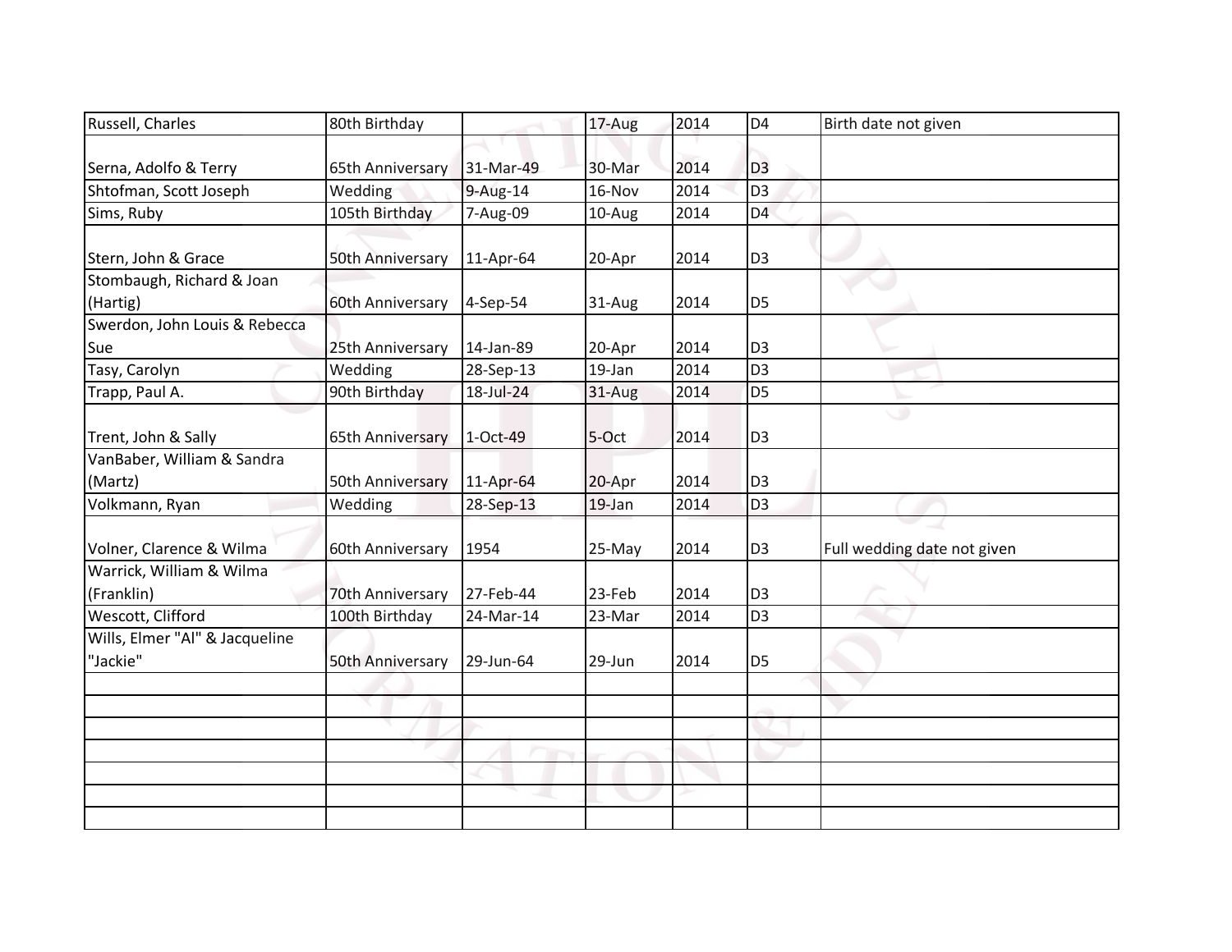| | | | | | | |
|---|---|---|---|---|---|---|
| Russell, Charles | 80th Birthday | | 17-Aug | 2014 | D4 | Birth date not given |
| Serna, Adolfo & Terry | 65th Anniversary | 31-Mar-49 | 30-Mar | 2014 | D3 | |
| Shtofman, Scott Joseph | Wedding | 9-Aug-14 | 16-Nov | 2014 | D3 | |
| Sims, Ruby | 105th Birthday | 7-Aug-09 | 10-Aug | 2014 | D4 | |
| Stern, John & Grace | 50th Anniversary | 11-Apr-64 | 20-Apr | 2014 | D3 | |
| Stombaugh, Richard & Joan (Hartig) | 60th Anniversary | 4-Sep-54 | 31-Aug | 2014 | D5 | |
| Swerdon, John Louis & Rebecca Sue | 25th Anniversary | 14-Jan-89 | 20-Apr | 2014 | D3 | |
| Tasy, Carolyn | Wedding | 28-Sep-13 | 19-Jan | 2014 | D3 | |
| Trapp, Paul A. | 90th Birthday | 18-Jul-24 | 31-Aug | 2014 | D5 | |
| Trent, John & Sally | 65th Anniversary | 1-Oct-49 | 5-Oct | 2014 | D3 | |
| VanBaber, William & Sandra (Martz) | 50th Anniversary | 11-Apr-64 | 20-Apr | 2014 | D3 | |
| Volkmann, Ryan | Wedding | 28-Sep-13 | 19-Jan | 2014 | D3 | |
| Volner, Clarence & Wilma | 60th Anniversary | 1954 | 25-May | 2014 | D3 | Full wedding date not given |
| Warrick, William & Wilma (Franklin) | 70th Anniversary | 27-Feb-44 | 23-Feb | 2014 | D3 | |
| Wescott, Clifford | 100th Birthday | 24-Mar-14 | 23-Mar | 2014 | D3 | |
| Wills, Elmer "Al" & Jacqueline "Jackie" | 50th Anniversary | 29-Jun-64 | 29-Jun | 2014 | D5 | |
| | | | | | | |
| | | | | | | |
| | | | | | | |
| | | | | | | |
| | | | | | | |
| | | | | | | |
| | | | | | | |